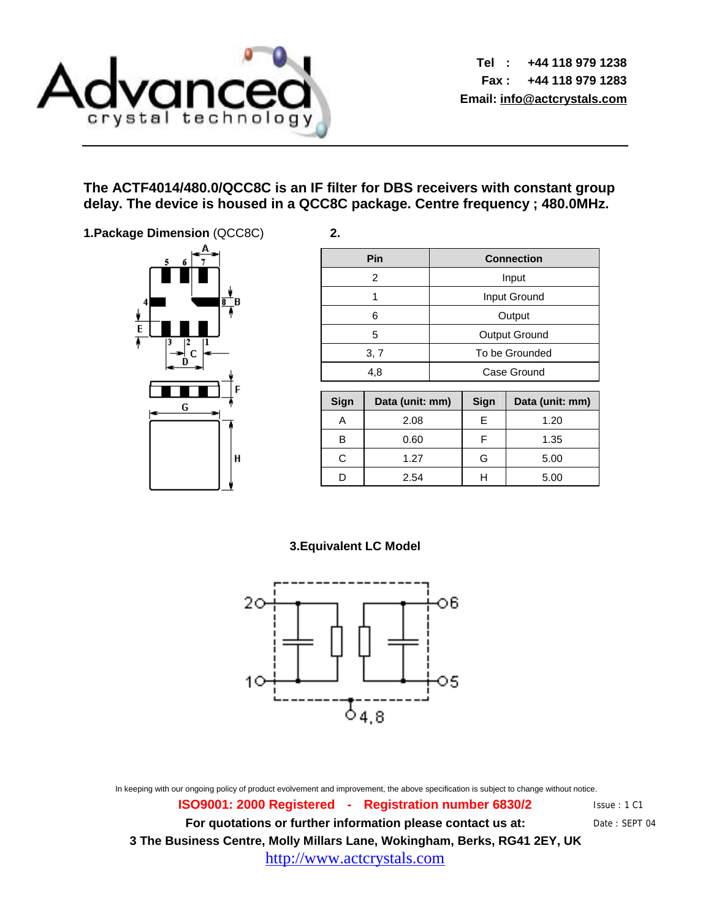Tel : +44 118 979 1238
Fax : +44 118 979 1283
Email: info@actcrystals.com

**The ACTF4014/480.0/QCC8C is an IF filter for DBS receivers with constant group delay. The device is housed in a QCC8C package. Centre frequency ; 480.0MHz.**

**1.Package Dimension** (QCC8C)

**2.**

| Pin | Connection |
|---|---|
| 2 | Input |
| 1 | Input Ground |
| 6 | Output |
| 5 | Output Ground |
| 3, 7 | To be Grounded |
| 4,8 | Case Ground |

| Sign | Data (unit: mm) | Sign | Data (unit: mm) |
|---|---|---|---|
| A | 2.08 | E | 1.20 |
| B | 0.60 | F | 1.35 |
| C | 1.27 | G | 5.00 |
| D | 2.54 | H | 5.00 |

**3.Equivalent LC Model**

In keeping with our ongoing policy of product evolvement and improvement, the above specification is subject to change without notice.

**ISO9001: 2000 Registered - Registration number 6830/2**

Issue : 1 C1

**For quotations or further information please contact us at:**

Date : SEPT 04

**3 The Business Centre, Molly Millars Lane, Wokingham, Berks, RG41 2EY, UK**

http://www.actcrystals.com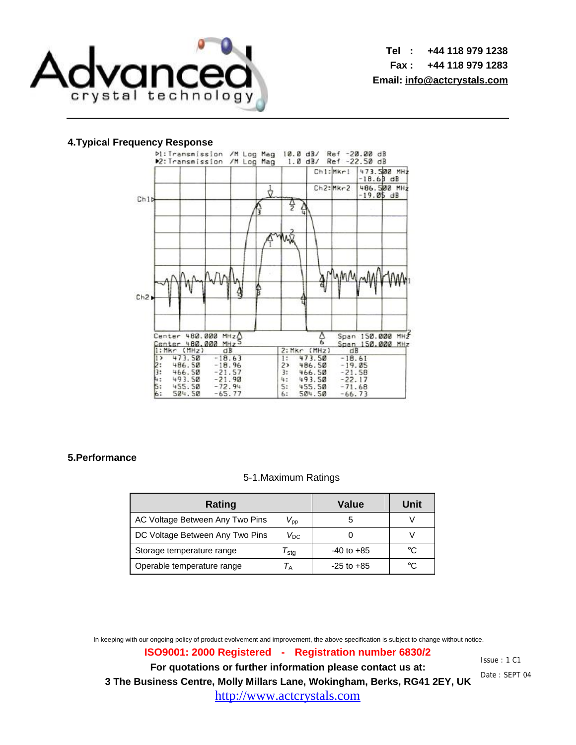## 4.Typical Frequency Response

## 5.Performance

5-1.Maximum Ratings

| Rating | | Value | Unit |
|---|---|---|---|
| AC Voltage Between Any Two Pins | $V_{pp}$ | 5 | V |
| DC Voltage Between Any Two Pins | $V_{DC}$ | 0 | V |
| Storage temperature range | $T_{stg}$ | -40 to +85 | ℃ |
| Operable temperature range | $T_A$ | -25 to +85 | ℃ |

In keeping with our ongoing policy of product evolvement and improvement, the above specification is subject to change without notice.

**ISO9001: 2000 Registered - Registration number 6830/2**

**For quotations or further information please contact us at:**

**3 The Business Centre, Molly Millars Lane, Wokingham, Berks, RG41 2EY, UK**

http://www.actcrystals.com

Issue : 1 C1

Date : SEPT 04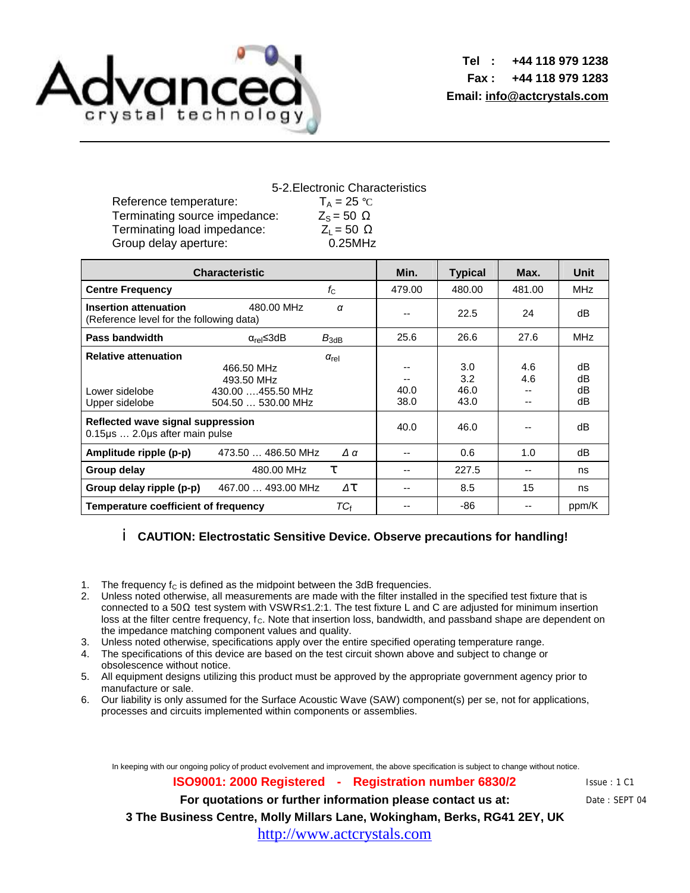**Tel : +44 118 979 1238**
**Fax : +44 118 979 1283**
**Email: info@actcrystals.com**

## 5-2.Electronic Characteristics

Reference temperature: $T_A$ = 25 ℃
Terminating source impedance: $Z_S$ = 50 Ω
Terminating load impedance: $Z_L$ = 50 Ω
Group delay aperture: 0.25MHz

| Characteristic | | | Min. | Typical | Max. | Unit |
|---|---|---|---|---|---|---|
| **Centre Frequency** | | $f_C$ | 479.00 | 480.00 | 481.00 | MHz |
| **Insertion attenuation** (Reference level for the following data) | 480.00 MHz | $\alpha$ | -- | 22.5 | 24 | dB |
| **Pass bandwidth** | $\alpha_{rel}$≤3dB | $B_{3dB}$ | 25.6 | 26.6 | 27.6 | MHz |
| **Relative attenuation** | | $\alpha_{rel}$ | | | | |
| | 466.50 MHz | | -- | 3.0 | 4.6 | dB |
| | 493.50 MHz | | -- | 3.2 | 4.6 | dB |
| Lower sidelobe | 430.00 ….455.50 MHz | | 40.0 | 46.0 | -- | dB |
| Upper sidelobe | 504.50 … 530.00 MHz | | 38.0 | 43.0 | -- | dB |
| **Reflected wave signal suppression** 0.15μs … 2.0μs after main pulse | | | 40.0 | 46.0 | -- | dB |
| **Amplitude ripple (p-p)** | 473.50 … 486.50 MHz | $\Delta\alpha$ | -- | 0.6 | 1.0 | dB |
| **Group delay** | 480.00 MHz | $\tau$ | -- | 227.5 | -- | ns |
| **Group delay ripple (p-p)** | 467.00 … 493.00 MHz | $\Delta\tau$ | -- | 8.5 | 15 | ns |
| **Temperature coefficient of frequency** | | $TC_f$ | -- | -86 | -- | ppm/K |

**CAUTION: Electrostatic Sensitive Device. Observe precautions for handling!**

1. The frequency $f_C$ is defined as the midpoint between the 3dB frequencies.
2. Unless noted otherwise, all measurements are made with the filter installed in the specified test fixture that is connected to a 50Ω test system with VSWR≤1.2:1. The test fixture L and C are adjusted for minimum insertion loss at the filter centre frequency, $f_C$. Note that insertion loss, bandwidth, and passband shape are dependent on the impedance matching component values and quality.
3. Unless noted otherwise, specifications apply over the entire specified operating temperature range.
4. The specifications of this device are based on the test circuit shown above and subject to change or obsolescence without notice.
5. All equipment designs utilizing this product must be approved by the appropriate government agency prior to manufacture or sale.
6. Our liability is only assumed for the Surface Acoustic Wave (SAW) component(s) per se, not for applications, processes and circuits implemented within components or assemblies.

In keeping with our ongoing policy of product evolvement and improvement, the above specification is subject to change without notice.

**ISO9001: 2000 Registered - Registration number 6830/2**

**For quotations or further information please contact us at:**

**3 The Business Centre, Molly Millars Lane, Wokingham, Berks, RG41 2EY, UK**

http://www.actcrystals.com

Issue : 1 C1
Date : SEPT 04